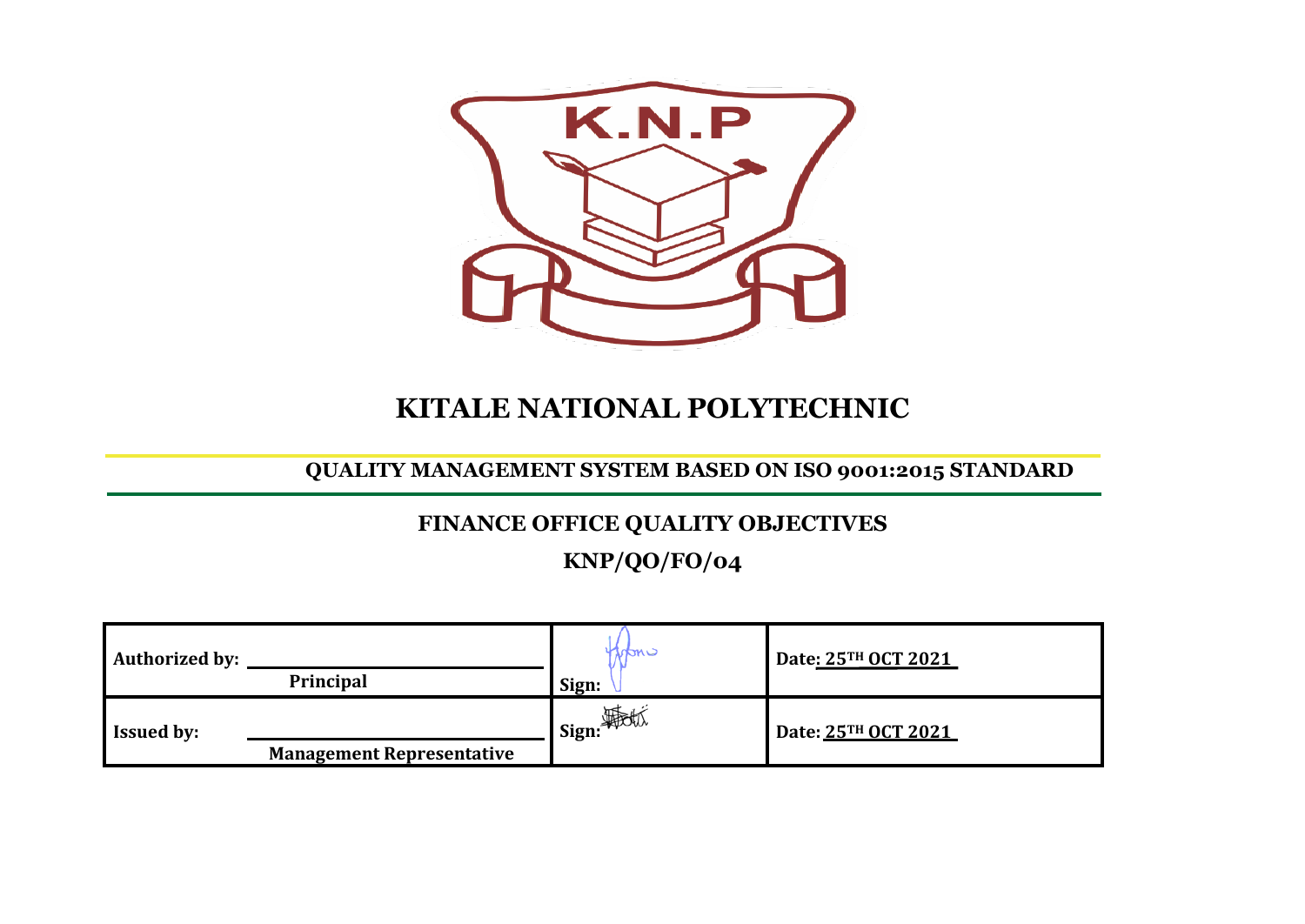# KITALE NATIONAL POLYTECHNIC

**QUALITY MANAGEMENT SYSTEM BASED ON ISO 9001:2015 STANDARD**

## FINANCE OFFICE QUALITY OBJECTIVES

## KNP/QO/FO/04

| | | |
|---|---|---|
| **Authorized by:** ____________ **Principal** | **Sign:** | **Date: 25TH OCT 2021** |
| **Issued by:** ____________ **Management Representative** | **Sign:** | **Date: 25TH OCT 2021** |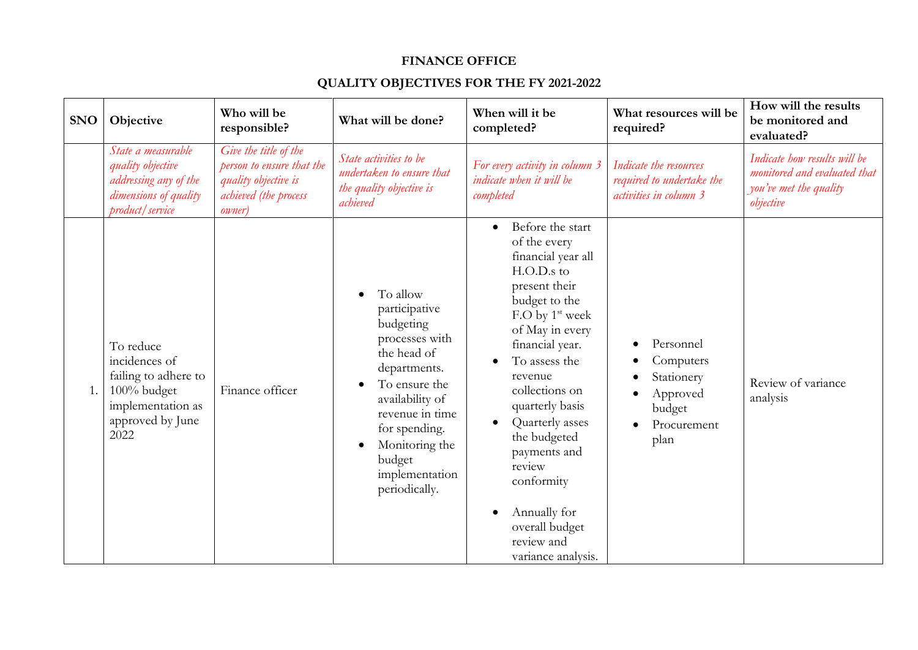# FINANCE OFFICE

## QUALITY OBJECTIVES FOR THE FY 2021-2022

| SNO | Objective | Who will be responsible? | What will be done? | When will it be completed? | What resources will be required? | How will the results be monitored and evaluated? |
|---|---|---|---|---|---|---|
| | *State a measurable quality objective addressing any of the dimensions of quality product/service* | *Give the title of the person to ensure that the quality objective is achieved (the process owner)* | *State activities to be undertaken to ensure that the quality objective is achieved* | *For every activity in column 3 indicate when it will be completed* | *Indicate the resources required to undertake the activities in column 3* | *Indicate how results will be monitored and evaluated that you've met the quality objective* |
| 1. | To reduce incidences of failing to adhere to 100% budget implementation as approved by June 2022 | Finance officer | • To allow participative budgeting processes with the head of departments.<br>• To ensure the availability of revenue in time for spending.<br>• Monitoring the budget implementation periodically. | • Before the start of the every financial year all H.O.D.s to present their budget to the F.O by 1st week of May in every financial year.<br>• To assess the revenue collections on quarterly basis<br>• Quarterly asses the budgeted payments and review conformity<br>• Annually for overall budget review and variance analysis. | • Personnel<br>• Computers<br>• Stationery<br>• Approved budget<br>• Procurement plan | Review of variance analysis |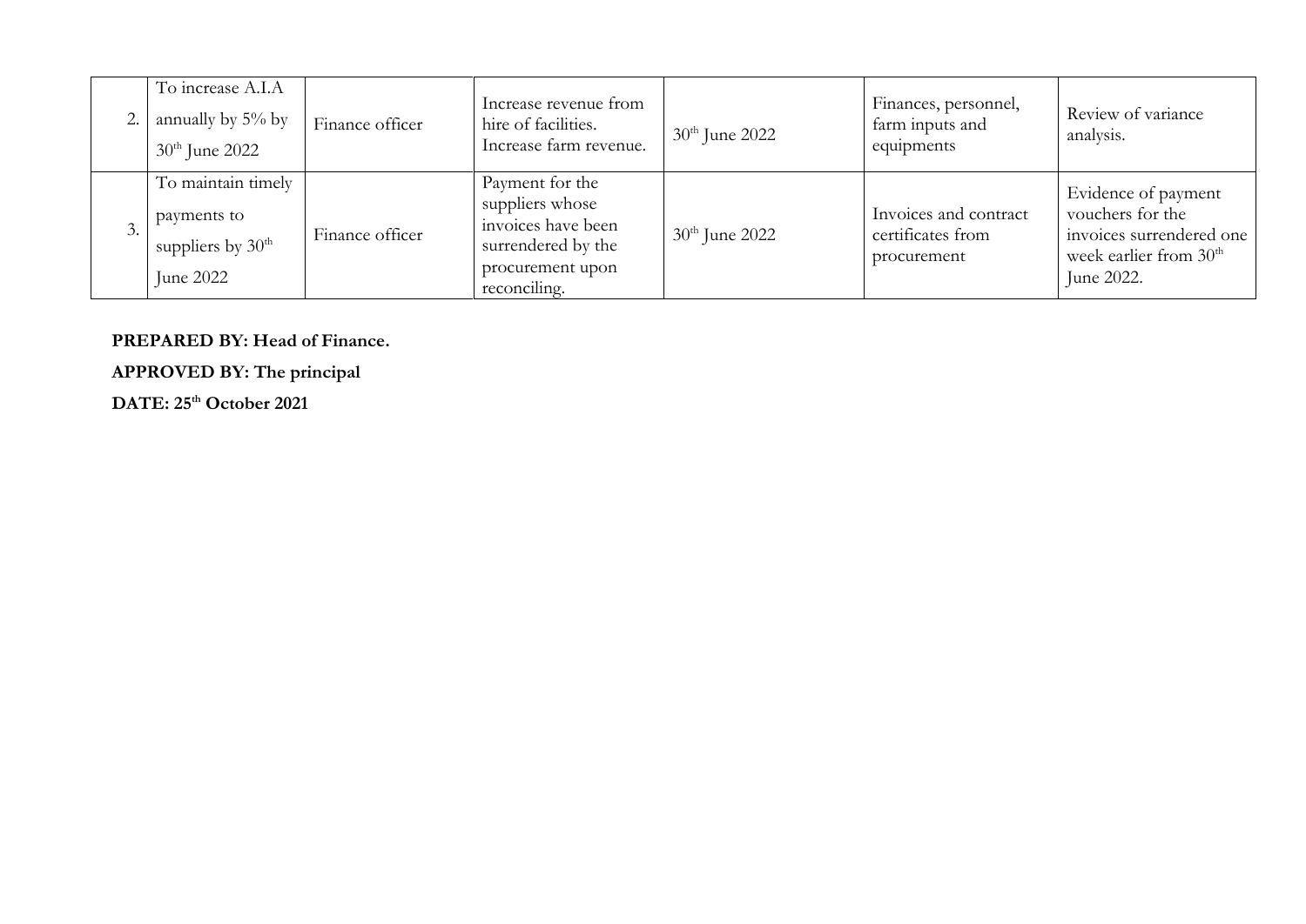| | | | | | | |
|---|---|---|---|---|---|---|
| 2. | To increase A.I.A annually by 5% by 30th June 2022 | Finance officer | Increase revenue from hire of facilities. Increase farm revenue. | 30th June 2022 | Finances, personnel, farm inputs and equipments | Review of variance analysis. |
| 3. | To maintain timely payments to suppliers by 30th June 2022 | Finance officer | Payment for the suppliers whose invoices have been surrendered by the procurement upon reconciling. | 30th June 2022 | Invoices and contract certificates from procurement | Evidence of payment vouchers for the invoices surrendered one week earlier from 30th June 2022. |

**PREPARED BY: Head of Finance.**

**APPROVED BY: The principal**

**DATE: 25th October 2021**